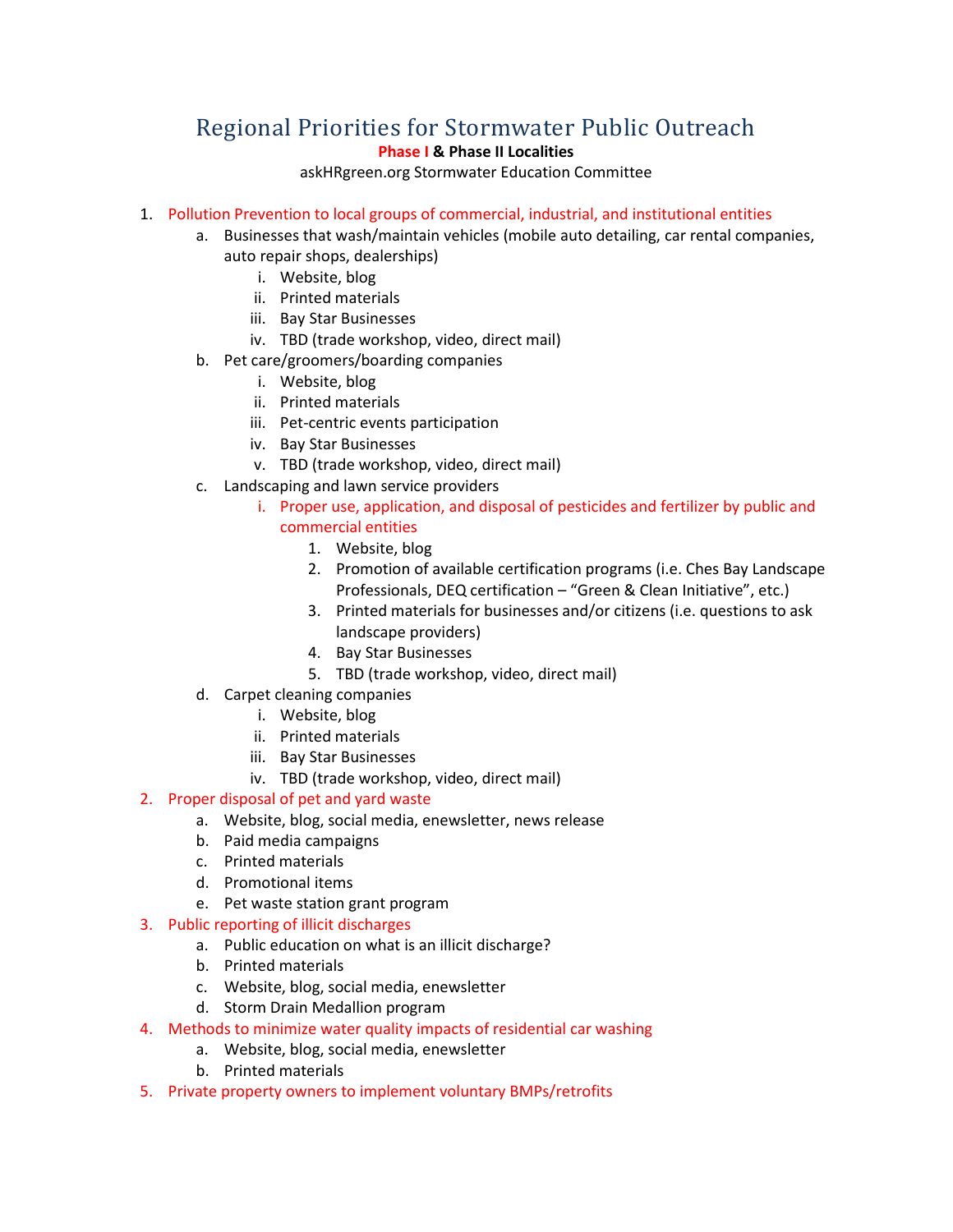# Regional Priorities for Stormwater Public Outreach

**Phase I & Phase II Localities**

askHRgreen.org Stormwater Education Committee

1. Pollution Prevention to local groups of commercial, industrial, and institutional entities
    a. Businesses that wash/maintain vehicles (mobile auto detailing, car rental companies, auto repair shops, dealerships)
        i. Website, blog
        ii. Printed materials
        iii. Bay Star Businesses
        iv. TBD (trade workshop, video, direct mail)
    b. Pet care/groomers/boarding companies
        i. Website, blog
        ii. Printed materials
        iii. Pet-centric events participation
        iv. Bay Star Businesses
        v. TBD (trade workshop, video, direct mail)
    c. Landscaping and lawn service providers
        i. Proper use, application, and disposal of pesticides and fertilizer by public and commercial entities
            1. Website, blog
            2. Promotion of available certification programs (i.e. Ches Bay Landscape Professionals, DEQ certification – "Green & Clean Initiative", etc.)
            3. Printed materials for businesses and/or citizens (i.e. questions to ask landscape providers)
            4. Bay Star Businesses
            5. TBD (trade workshop, video, direct mail)
    d. Carpet cleaning companies
        i. Website, blog
        ii. Printed materials
        iii. Bay Star Businesses
        iv. TBD (trade workshop, video, direct mail)
2. Proper disposal of pet and yard waste
    a. Website, blog, social media, enewsletter, news release
    b. Paid media campaigns
    c. Printed materials
    d. Promotional items
    e. Pet waste station grant program
3. Public reporting of illicit discharges
    a. Public education on what is an illicit discharge?
    b. Printed materials
    c. Website, blog, social media, enewsletter
    d. Storm Drain Medallion program
4. Methods to minimize water quality impacts of residential car washing
    a. Website, blog, social media, enewsletter
    b. Printed materials
5. Private property owners to implement voluntary BMPs/retrofits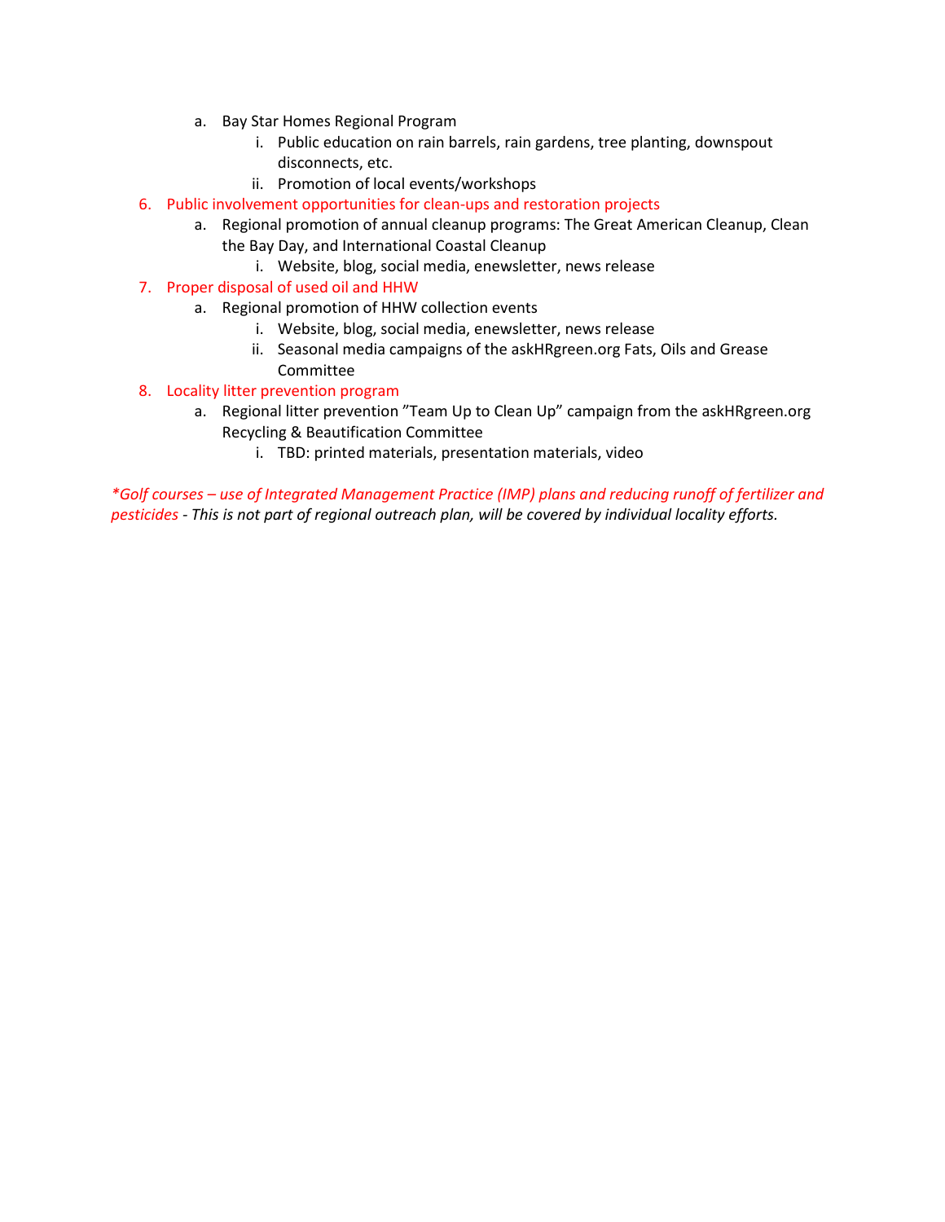a. Bay Star Homes Regional Program
      i. Public education on rain barrels, rain gardens, tree planting, downspout disconnects, etc.
      ii. Promotion of local events/workshops

6. Public involvement opportunities for clean-ups and restoration projects
   a. Regional promotion of annual cleanup programs: The Great American Cleanup, Clean the Bay Day, and International Coastal Cleanup
      i. Website, blog, social media, enewsletter, news release
7. Proper disposal of used oil and HHW
   a. Regional promotion of HHW collection events
      i. Website, blog, social media, enewsletter, news release
      ii. Seasonal media campaigns of the askHRgreen.org Fats, Oils and Grease Committee
8. Locality litter prevention program
   a. Regional litter prevention "Team Up to Clean Up" campaign from the askHRgreen.org Recycling & Beautification Committee
      i. TBD: printed materials, presentation materials, video

*\*Golf courses – use of Integrated Management Practice (IMP) plans and reducing runoff of fertilizer and pesticides - This is not part of regional outreach plan, will be covered by individual locality efforts.*